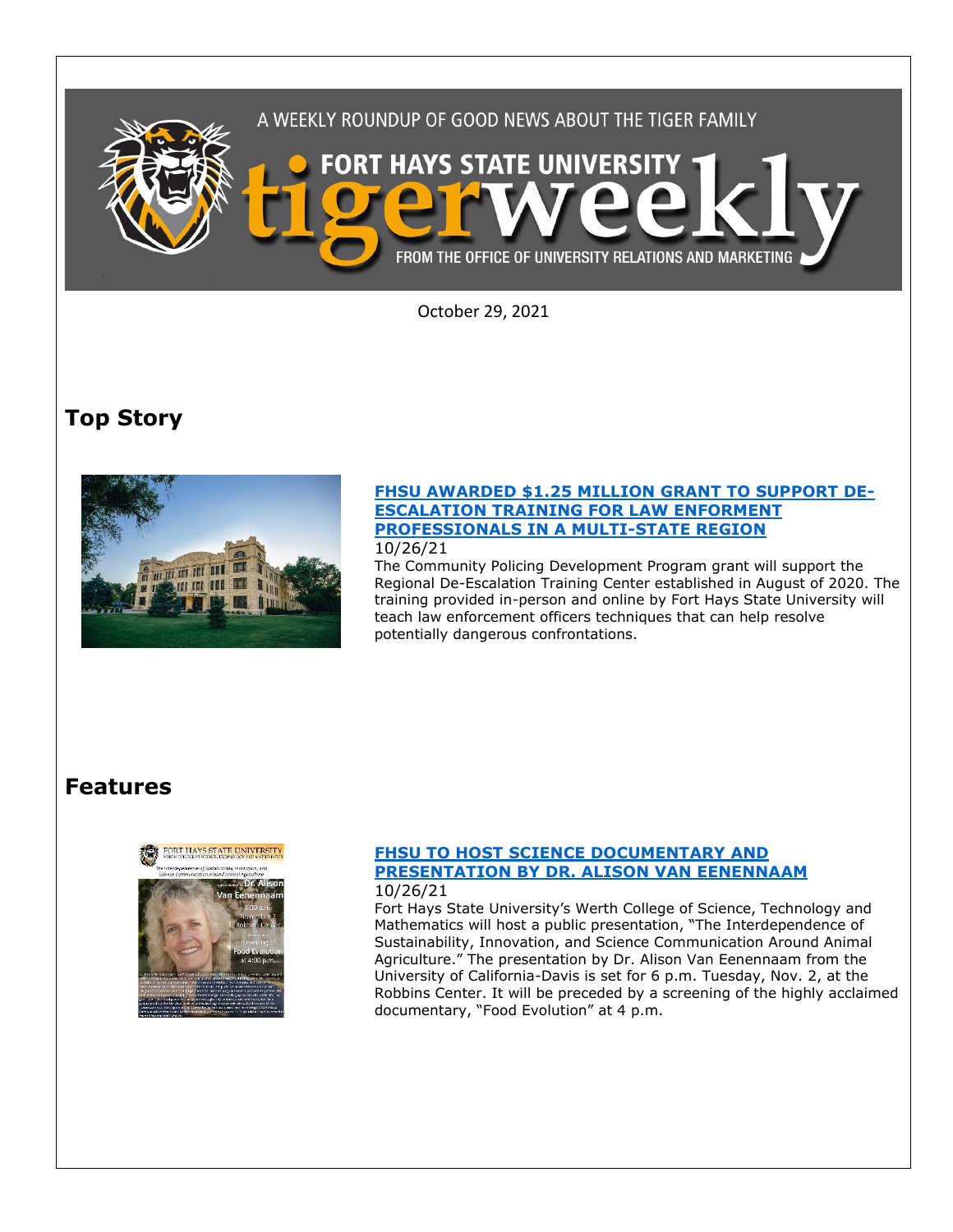A WEEKLY ROUNDUP OF GOOD NEWS ABOUT THE TIGER FAMILY

# FORT HAYS STATE UNIVERSITY tigerweekly

FROM THE OFFICE OF UNIVERSITY RELATIONS AND MARKETING

October 29, 2021

## Top Story

### FHSU AWARDED $1.25 MILLION GRANT TO SUPPORT DE-ESCALATION TRAINING FOR LAW ENFORMENT PROFESSIONALS IN A MULTI-STATE REGION

10/26/21

The Community Policing Development Program grant will support the Regional De-Escalation Training Center established in August of 2020. The training provided in-person and online by Fort Hays State University will teach law enforcement officers techniques that can help resolve potentially dangerous confrontations.

## Features

### FHSU TO HOST SCIENCE DOCUMENTARY AND PRESENTATION BY DR. ALISON VAN EENENNAAM

10/26/21

Fort Hays State University's Werth College of Science, Technology and Mathematics will host a public presentation, "The Interdependence of Sustainability, Innovation, and Science Communication Around Animal Agriculture." The presentation by Dr. Alison Van Eenennaam from the University of California-Davis is set for 6 p.m. Tuesday, Nov. 2, at the Robbins Center. It will be preceded by a screening of the highly acclaimed documentary, "Food Evolution" at 4 p.m.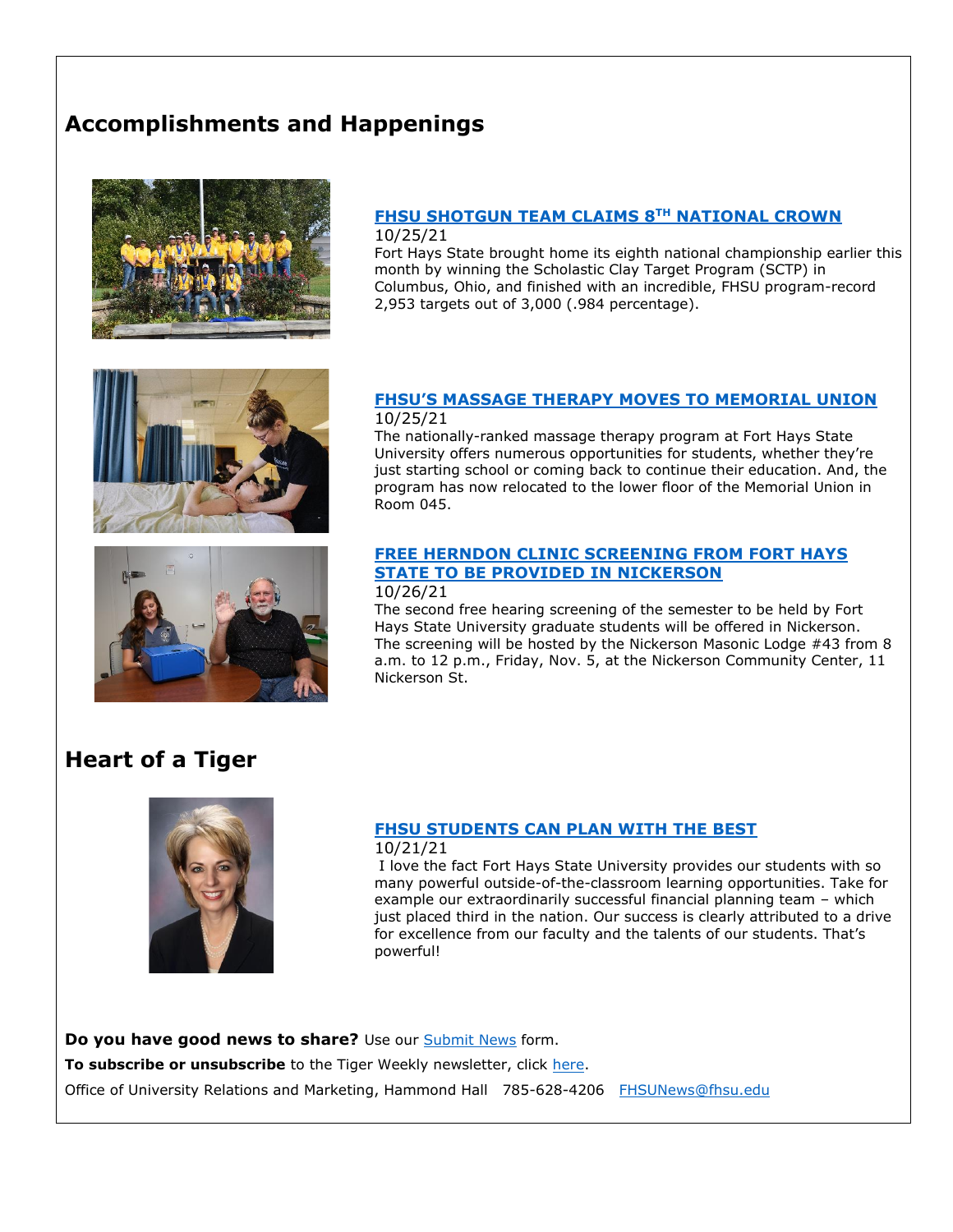## Accomplishments and Happenings

### FHSU SHOTGUN TEAM CLAIMS 8TH NATIONAL CROWN

10/25/21

Fort Hays State brought home its eighth national championship earlier this month by winning the Scholastic Clay Target Program (SCTP) in Columbus, Ohio, and finished with an incredible, FHSU program-record 2,953 targets out of 3,000 (.984 percentage).

### FHSU'S MASSAGE THERAPY MOVES TO MEMORIAL UNION

10/25/21

The nationally-ranked massage therapy program at Fort Hays State University offers numerous opportunities for students, whether they're just starting school or coming back to continue their education. And, the program has now relocated to the lower floor of the Memorial Union in Room 045.

### FREE HERNDON CLINIC SCREENING FROM FORT HAYS STATE TO BE PROVIDED IN NICKERSON

10/26/21

The second free hearing screening of the semester to be held by Fort Hays State University graduate students will be offered in Nickerson. The screening will be hosted by the Nickerson Masonic Lodge #43 from 8 a.m. to 12 p.m., Friday, Nov. 5, at the Nickerson Community Center, 11 Nickerson St.

## Heart of a Tiger

### FHSU STUDENTS CAN PLAN WITH THE BEST

10/21/21

I love the fact Fort Hays State University provides our students with so many powerful outside-of-the-classroom learning opportunities. Take for example our extraordinarily successful financial planning team – which just placed third in the nation. Our success is clearly attributed to a drive for excellence from our faculty and the talents of our students. That's powerful!

**Do you have good news to share?** Use our Submit News form.

**To subscribe or unsubscribe** to the Tiger Weekly newsletter, click here.

Office of University Relations and Marketing, Hammond Hall 785-628-4206 FHSUNews@fhsu.edu